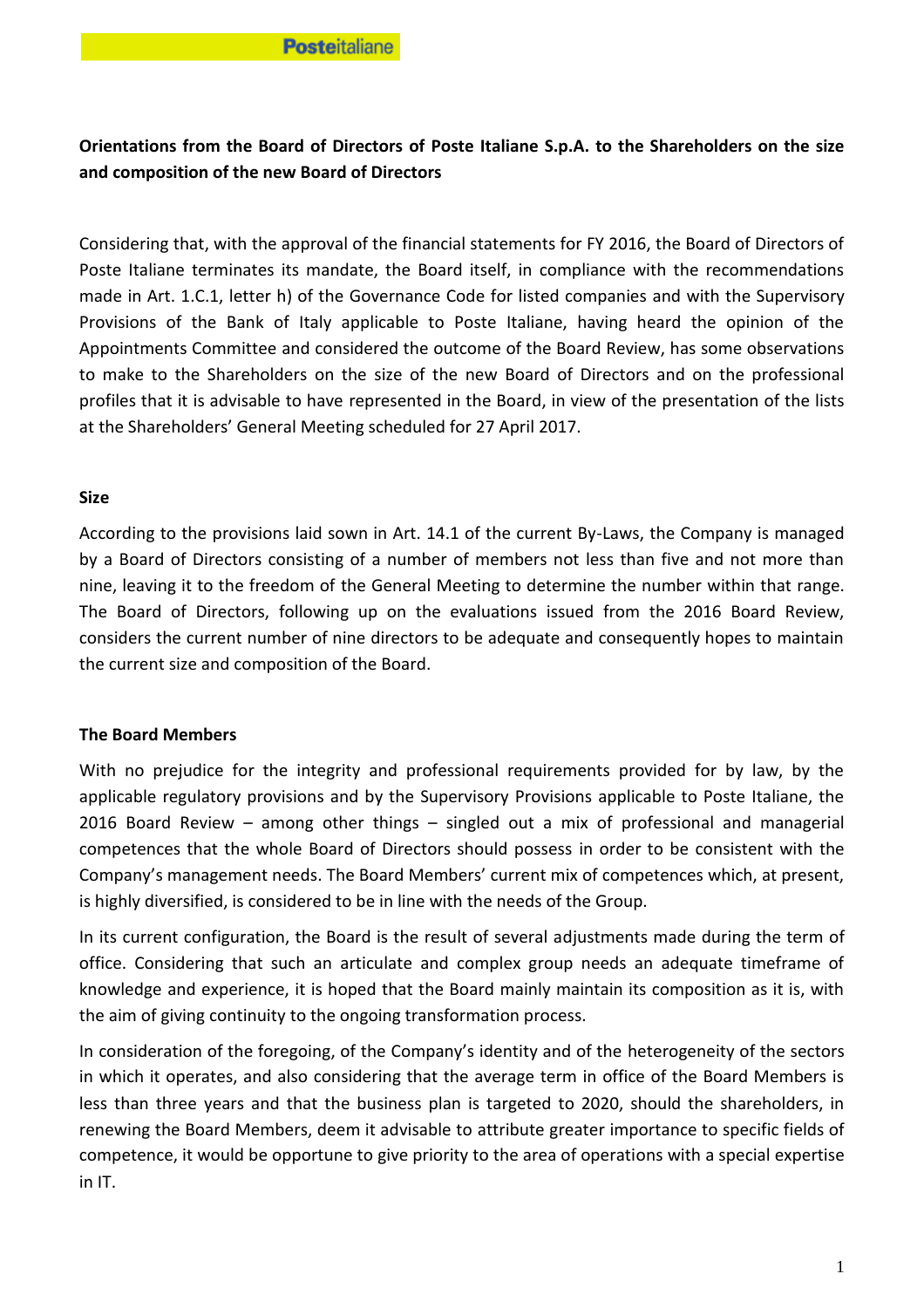**Orientations from the Board of Directors of Poste Italiane S.p.A. to the Shareholders on the size and composition of the new Board of Directors**

Considering that, with the approval of the financial statements for FY 2016, the Board of Directors of Poste Italiane terminates its mandate, the Board itself, in compliance with the recommendations made in Art. 1.C.1, letter h) of the Governance Code for listed companies and with the Supervisory Provisions of the Bank of Italy applicable to Poste Italiane, having heard the opinion of the Appointments Committee and considered the outcome of the Board Review, has some observations to make to the Shareholders on the size of the new Board of Directors and on the professional profiles that it is advisable to have represented in the Board, in view of the presentation of the lists at the Shareholders' General Meeting scheduled for 27 April 2017.

**Size**

According to the provisions laid sown in Art. 14.1 of the current By-Laws, the Company is managed by a Board of Directors consisting of a number of members not less than five and not more than nine, leaving it to the freedom of the General Meeting to determine the number within that range. The Board of Directors, following up on the evaluations issued from the 2016 Board Review, considers the current number of nine directors to be adequate and consequently hopes to maintain the current size and composition of the Board.

**The Board Members**

With no prejudice for the integrity and professional requirements provided for by law, by the applicable regulatory provisions and by the Supervisory Provisions applicable to Poste Italiane, the 2016 Board Review – among other things – singled out a mix of professional and managerial competences that the whole Board of Directors should possess in order to be consistent with the Company's management needs. The Board Members' current mix of competences which, at present, is highly diversified, is considered to be in line with the needs of the Group.

In its current configuration, the Board is the result of several adjustments made during the term of office. Considering that such an articulate and complex group needs an adequate timeframe of knowledge and experience, it is hoped that the Board mainly maintain its composition as it is, with the aim of giving continuity to the ongoing transformation process.

In consideration of the foregoing, of the Company's identity and of the heterogeneity of the sectors in which it operates, and also considering that the average term in office of the Board Members is less than three years and that the business plan is targeted to 2020, should the shareholders, in renewing the Board Members, deem it advisable to attribute greater importance to specific fields of competence, it would be opportune to give priority to the area of operations with a special expertise in IT.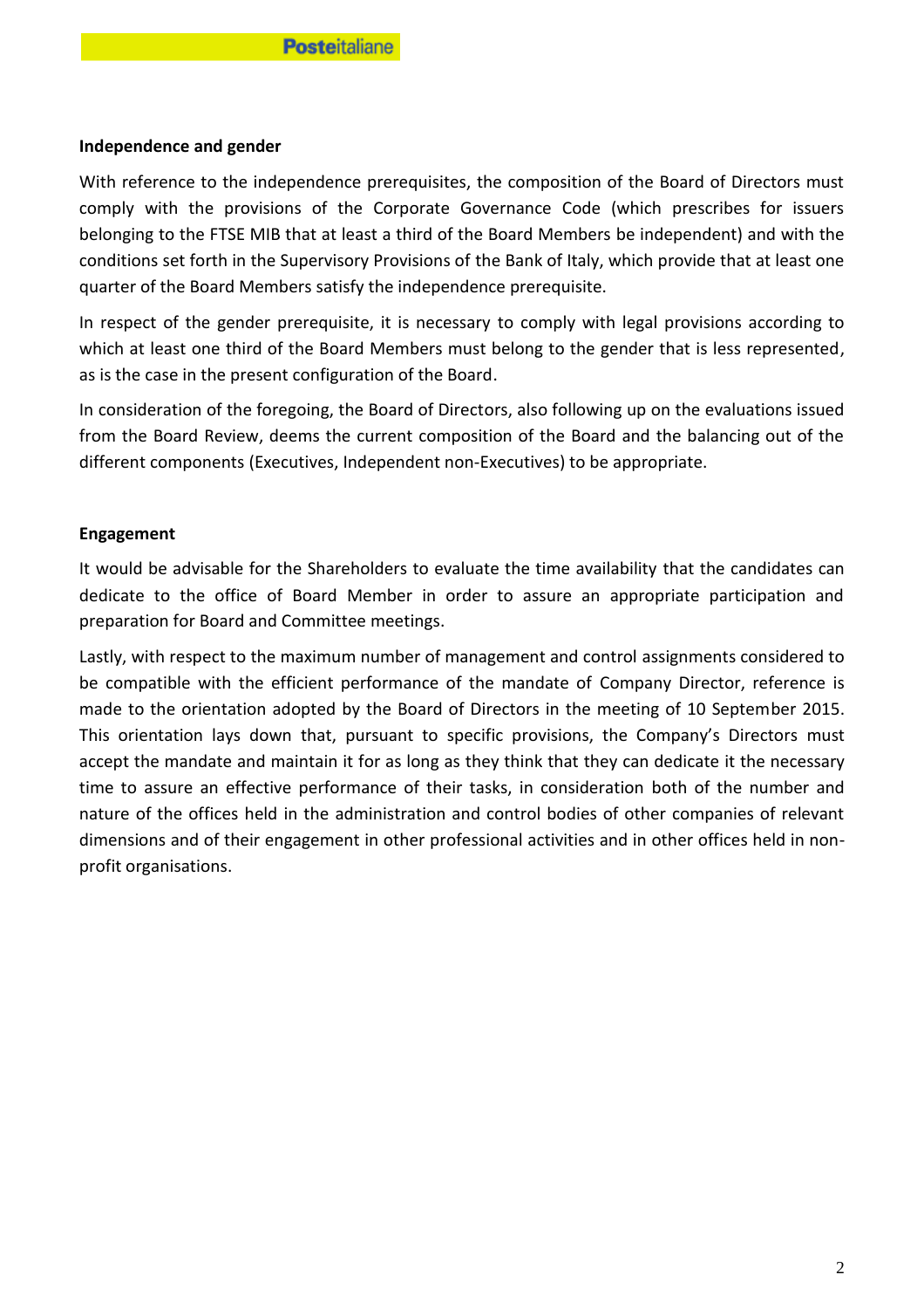**Independence and gender**

With reference to the independence prerequisites, the composition of the Board of Directors must comply with the provisions of the Corporate Governance Code (which prescribes for issuers belonging to the FTSE MIB that at least a third of the Board Members be independent) and with the conditions set forth in the Supervisory Provisions of the Bank of Italy, which provide that at least one quarter of the Board Members satisfy the independence prerequisite.

In respect of the gender prerequisite, it is necessary to comply with legal provisions according to which at least one third of the Board Members must belong to the gender that is less represented, as is the case in the present configuration of the Board.

In consideration of the foregoing, the Board of Directors, also following up on the evaluations issued from the Board Review, deems the current composition of the Board and the balancing out of the different components (Executives, Independent non-Executives) to be appropriate.

**Engagement**

It would be advisable for the Shareholders to evaluate the time availability that the candidates can dedicate to the office of Board Member in order to assure an appropriate participation and preparation for Board and Committee meetings.

Lastly, with respect to the maximum number of management and control assignments considered to be compatible with the efficient performance of the mandate of Company Director, reference is made to the orientation adopted by the Board of Directors in the meeting of 10 September 2015. This orientation lays down that, pursuant to specific provisions, the Company's Directors must accept the mandate and maintain it for as long as they think that they can dedicate it the necessary time to assure an effective performance of their tasks, in consideration both of the number and nature of the offices held in the administration and control bodies of other companies of relevant dimensions and of their engagement in other professional activities and in other offices held in non-profit organisations.